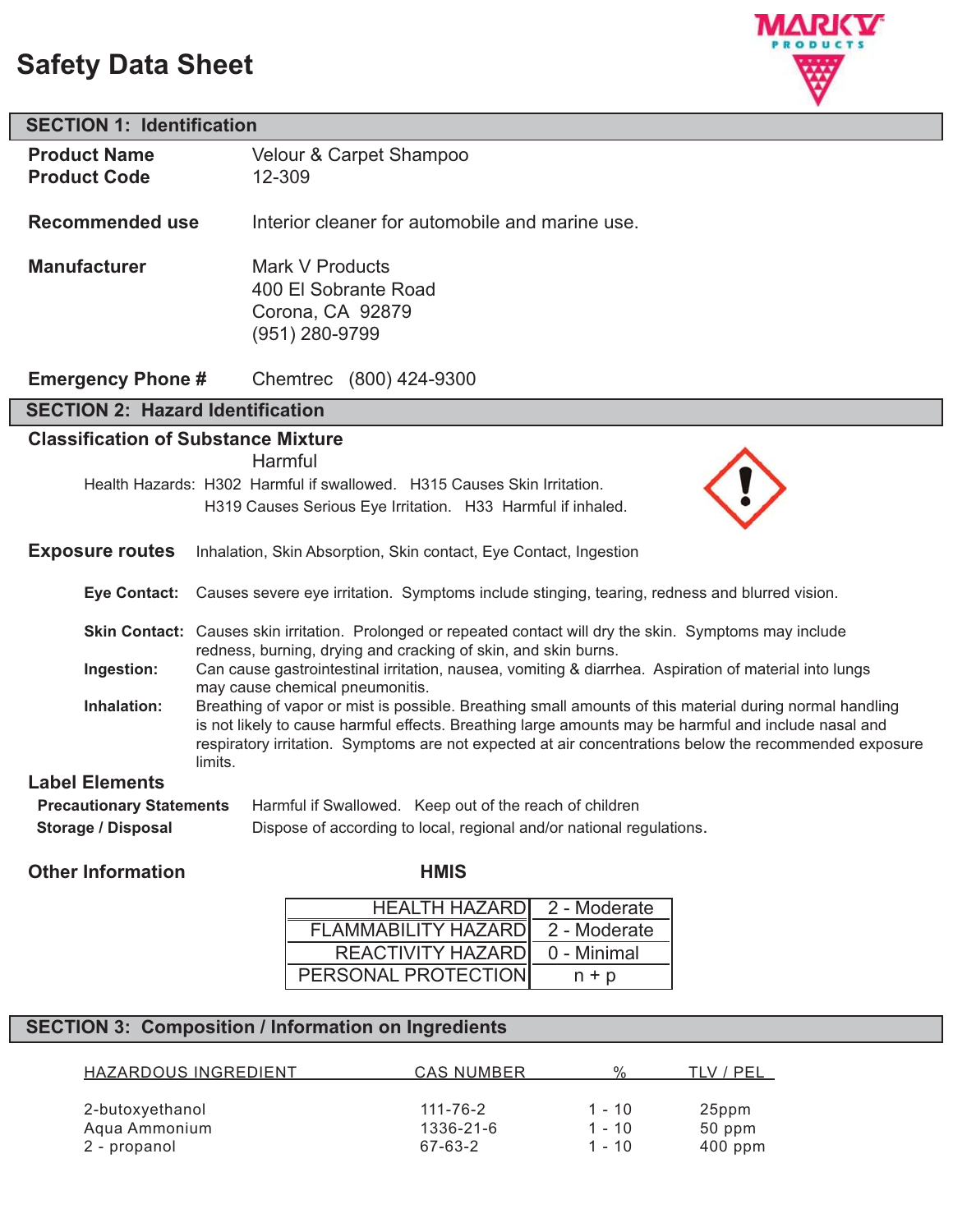# Safety Data Sheet

## SECTION 1: Identification

**Product Name** Velour & Carpet Shampoo
**Product Code** 12-309

**Recommended use** Interior cleaner for automobile and marine use.

**Manufacturer** Mark V Products
400 El Sobrante Road
Corona, CA 92879
(951) 280-9799

**Emergency Phone #** Chemtrec (800) 424-9300

## SECTION 2: Hazard Identification

### Classification of Substance Mixture

Harmful

Health Hazards: H302 Harmful if swallowed. H315 Causes Skin Irritation.
H319 Causes Serious Eye Irritation. H33 Harmful if inhaled.

**Exposure routes** Inhalation, Skin Absorption, Skin contact, Eye Contact, Ingestion

**Eye Contact:** Causes severe eye irritation. Symptoms include stinging, tearing, redness and blurred vision.

**Skin Contact:** Causes skin irritation. Prolonged or repeated contact will dry the skin. Symptoms may include redness, burning, drying and cracking of skin, and skin burns.

**Ingestion:** Can cause gastrointestinal irritation, nausea, vomiting & diarrhea. Aspiration of material into lungs may cause chemical pneumonitis.

**Inhalation:** Breathing of vapor or mist is possible. Breathing small amounts of this material during normal handling is not likely to cause harmful effects. Breathing large amounts may be harmful and include nasal and respiratory irritation. Symptoms are not expected at air concentrations below the recommended exposure limits.

### Label Elements

**Precautionary Statements** Harmful if Swallowed. Keep out of the reach of children

**Storage / Disposal** Dispose of according to local, regional and/or national regulations.

### Other Information

**HMIS**

| | |
|---|---|
| HEALTH HAZARD | 2 - Moderate |
| FLAMMABILITY HAZARD | 2 - Moderate |
| REACTIVITY HAZARD | 0 - Minimal |
| PERSONAL PROTECTION | n + p |

## SECTION 3: Composition / Information on Ingredients

| HAZARDOUS INGREDIENT | CAS NUMBER | % | TLV / PEL |
|---|---|---|---|
| 2-butoxyethanol | 111-76-2 | 1 - 10 | 25ppm |
| Aqua Ammonium | 1336-21-6 | 1 - 10 | 50 ppm |
| 2 - propanol | 67-63-2 | 1 - 10 | 400 ppm |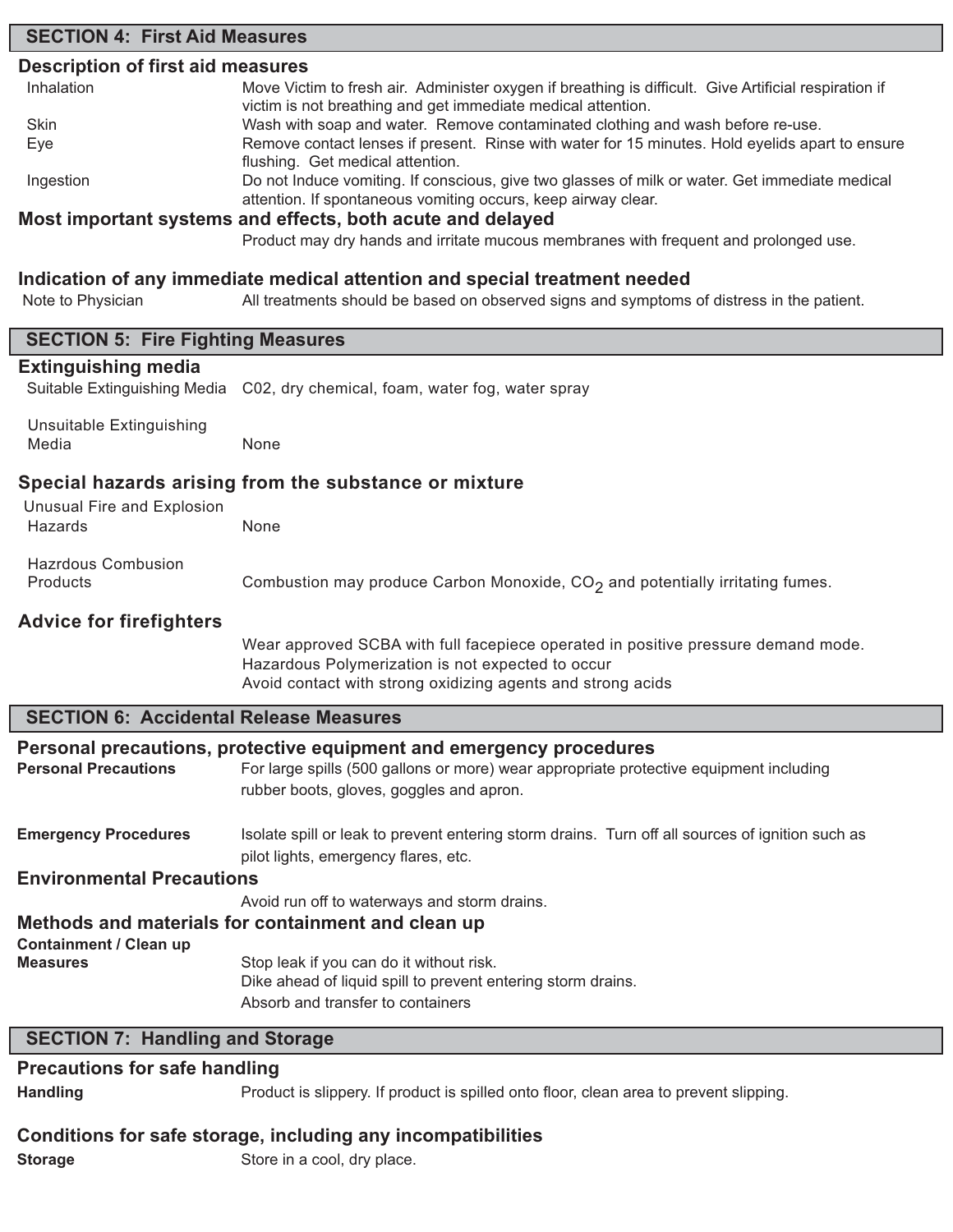## SECTION 4: First Aid Measures

### Description of first aid measures

**Inhalation**
Move Victim to fresh air. Administer oxygen if breathing is difficult. Give Artificial respiration if victim is not breathing and get immediate medical attention.

**Skin**
Wash with soap and water. Remove contaminated clothing and wash before re-use.

**Eye**
Remove contact lenses if present. Rinse with water for 15 minutes. Hold eyelids apart to ensure flushing. Get medical attention.

**Ingestion**
Do not Induce vomiting. If conscious, give two glasses of milk or water. Get immediate medical attention. If spontaneous vomiting occurs, keep airway clear.

### Most important systems and effects, both acute and delayed

Product may dry hands and irritate mucous membranes with frequent and prolonged use.

### Indication of any immediate medical attention and special treatment needed

**Note to Physician**
All treatments should be based on observed signs and symptoms of distress in the patient.

## SECTION 5: Fire Fighting Measures

### Extinguishing media

**Suitable Extinguishing Media**
C02, dry chemical, foam, water fog, water spray

**Unsuitable Extinguishing Media**
None

### Special hazards arising from the substance or mixture

**Unusual Fire and Explosion Hazards**
None

**Hazrdous Combustion Products**
Combustion may produce Carbon Monoxide, $CO_2$ and potentially irritating fumes.

### Advice for firefighters

Wear approved SCBA with full facepiece operated in positive pressure demand mode.
Hazardous Polymerization is not expected to occur
Avoid contact with strong oxidizing agents and strong acids

## SECTION 6: Accidental Release Measures

### Personal precautions, protective equipment and emergency procedures

**Personal Precautions**
For large spills (500 gallons or more) wear appropriate protective equipment including rubber boots, gloves, goggles and apron.

**Emergency Procedures**
Isolate spill or leak to prevent entering storm drains. Turn off all sources of ignition such as pilot lights, emergency flares, etc.

### Environmental Precautions

Avoid run off to waterways and storm drains.

### Methods and materials for containment and clean up

**Containment / Clean up Measures**
Stop leak if you can do it without risk.
Dike ahead of liquid spill to prevent entering storm drains.
Absorb and transfer to containers

## SECTION 7: Handling and Storage

### Precautions for safe handling

**Handling**
Product is slippery. If product is spilled onto floor, clean area to prevent slipping.

### Conditions for safe storage, including any incompatibilities

**Storage**
Store in a cool, dry place.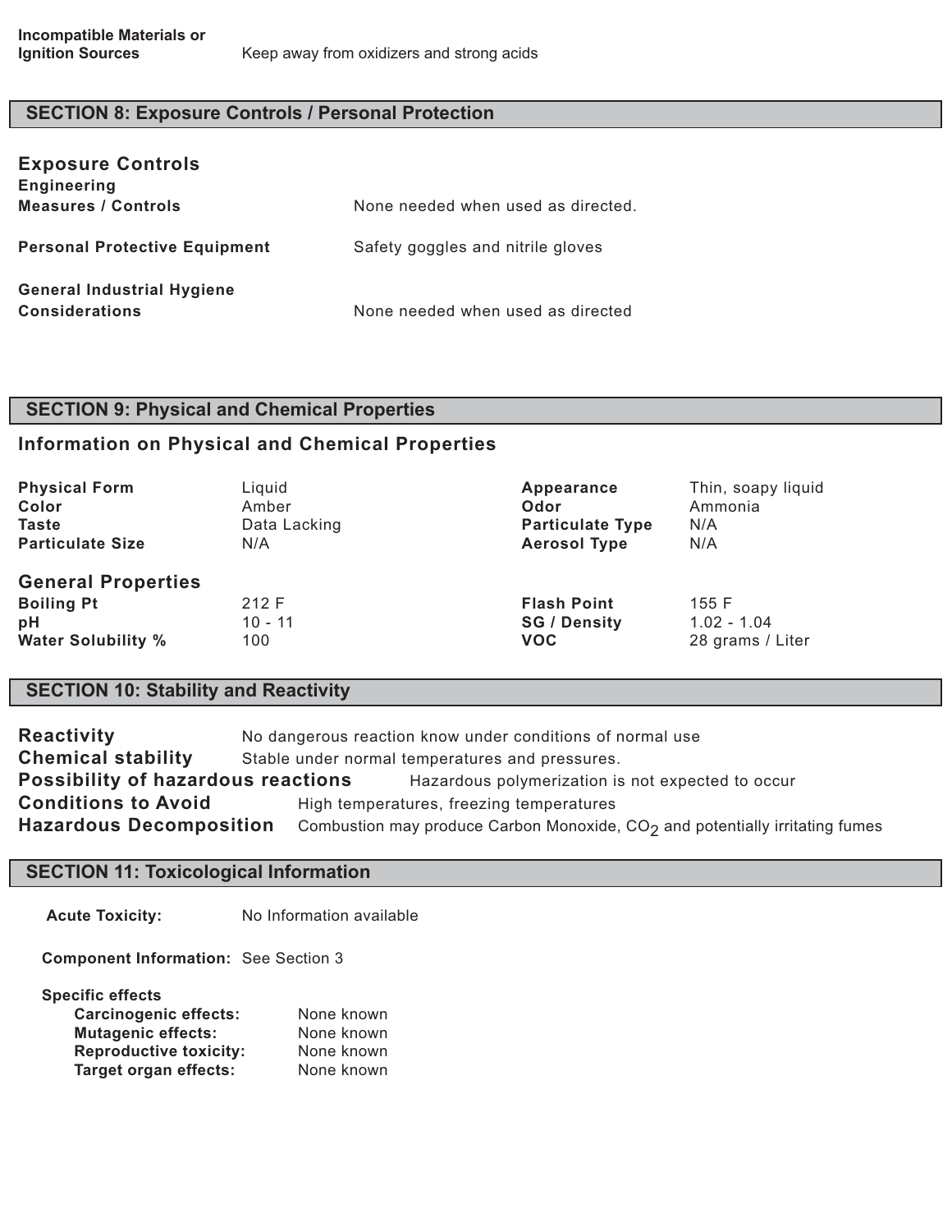| | |
|---|---|
| **Incompatible Materials or Ignition Sources** | Keep away from oxidizers and strong acids |

## SECTION 8: Exposure Controls / Personal Protection

### Exposure Controls

| | |
|---|---|
| **Engineering Measures / Controls** | None needed when used as directed. |
| **Personal Protective Equipment** | Safety goggles and nitrile gloves |
| **General Industrial Hygiene Considerations** | None needed when used as directed |

## SECTION 9: Physical and Chemical Properties

### Information on Physical and Chemical Properties

| | | | |
|---|---|---|---|
| **Physical Form** | Liquid | **Appearance** | Thin, soapy liquid |
| **Color** | Amber | **Odor** | Ammonia |
| **Taste** | Data Lacking | **Particulate Type** | N/A |
| **Particulate Size** | N/A | **Aerosol Type** | N/A |

### General Properties

| | | | |
|---|---|---|---|
| **Boiling Pt** | 212 F | **Flash Point** | 155 F |
| **pH** | 10 - 11 | **SG / Density** | 1.02 - 1.04 |
| **Water Solubility %** | 100 | **VOC** | 28 grams / Liter |

## SECTION 10: Stability and Reactivity

**Reactivity** No dangerous reaction know under conditions of normal use

**Chemical stability** Stable under normal temperatures and pressures.

**Possibility of hazardous reactions** Hazardous polymerization is not expected to occur

**Conditions to Avoid** High temperatures, freezing temperatures

**Hazardous Decomposition** Combustion may produce Carbon Monoxide, $CO_2$ and potentially irritating fumes

## SECTION 11: Toxicological Information

**Acute Toxicity:** No Information available

**Component Information:** See Section 3

**Specific effects**

- **Carcinogenic effects:** None known
- **Mutagenic effects:** None known
- **Reproductive toxicity:** None known
- **Target organ effects:** None known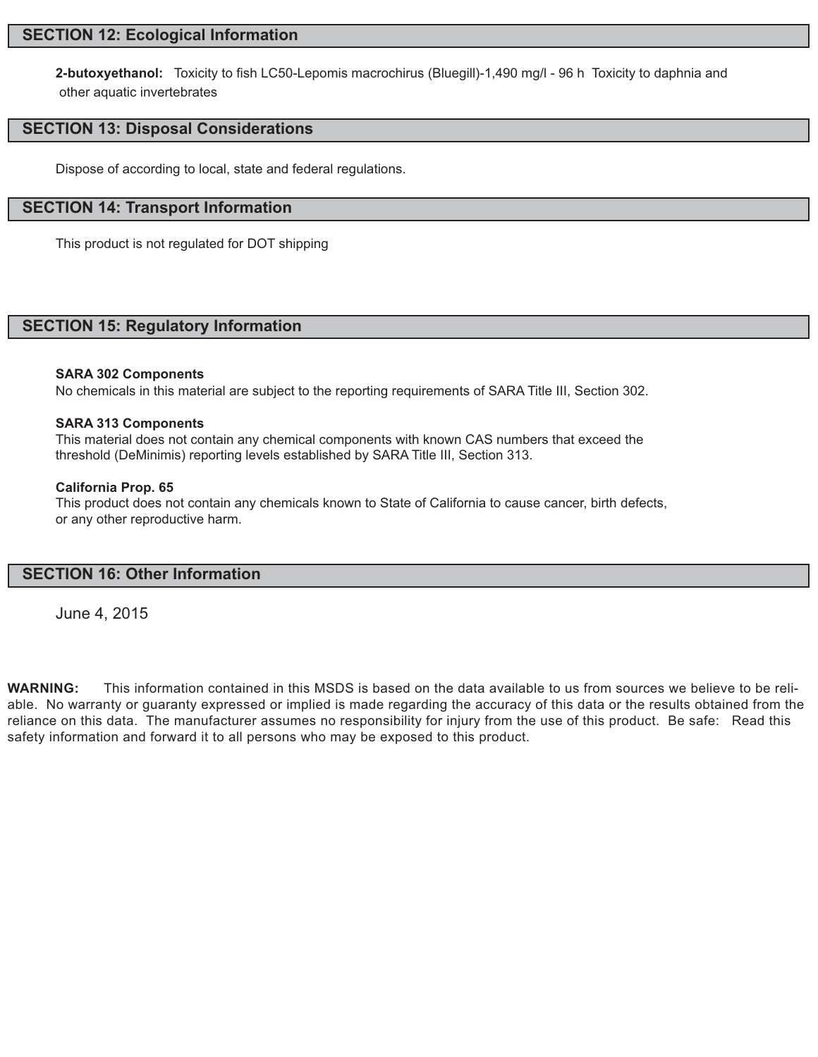## SECTION 12: Ecological Information

**2-butoxyethanol:** Toxicity to fish LC50-Lepomis macrochirus (Bluegill)-1,490 mg/l - 96 h Toxicity to daphnia and other aquatic invertebrates

## SECTION 13: Disposal Considerations

Dispose of according to local, state and federal regulations.

## SECTION 14: Transport Information

This product is not regulated for DOT shipping

## SECTION 15: Regulatory Information

**SARA 302 Components**
No chemicals in this material are subject to the reporting requirements of SARA Title III, Section 302.

**SARA 313 Components**
This material does not contain any chemical components with known CAS numbers that exceed the threshold (DeMinimis) reporting levels established by SARA Title III, Section 313.

**California Prop. 65**
This product does not contain any chemicals known to State of California to cause cancer, birth defects, or any other reproductive harm.

## SECTION 16: Other Information

June 4, 2015

**WARNING:** This information contained in this MSDS is based on the data available to us from sources we believe to be reliable. No warranty or guaranty expressed or implied is made regarding the accuracy of this data or the results obtained from the reliance on this data. The manufacturer assumes no responsibility for injury from the use of this product. Be safe: Read this safety information and forward it to all persons who may be exposed to this product.